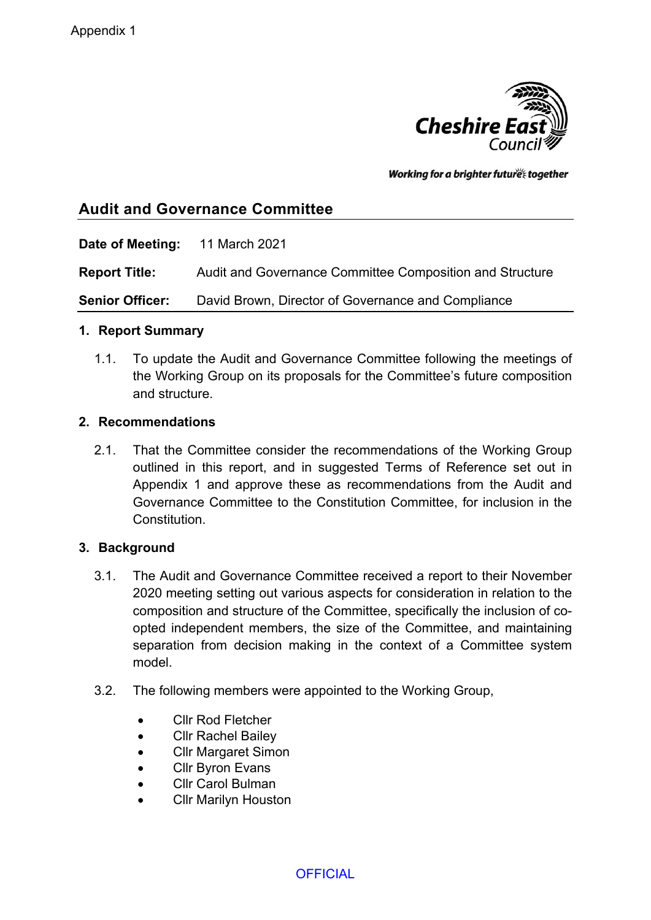Appendix 1

Cheshire East Council

*Working for a brighter future together*

## Audit and Governance Committee

**Date of Meeting:** 11 March 2021

**Report Title:** Audit and Governance Committee Composition and Structure

**Senior Officer:** David Brown, Director of Governance and Compliance

### 1. Report Summary

1.1. To update the Audit and Governance Committee following the meetings of the Working Group on its proposals for the Committee's future composition and structure.

### 2. Recommendations

2.1. That the Committee consider the recommendations of the Working Group outlined in this report, and in suggested Terms of Reference set out in Appendix 1 and approve these as recommendations from the Audit and Governance Committee to the Constitution Committee, for inclusion in the Constitution.

### 3. Background

3.1. The Audit and Governance Committee received a report to their November 2020 meeting setting out various aspects for consideration in relation to the composition and structure of the Committee, specifically the inclusion of co-opted independent members, the size of the Committee, and maintaining separation from decision making in the context of a Committee system model.

3.2. The following members were appointed to the Working Group,

- Cllr Rod Fletcher
- Cllr Rachel Bailey
- Cllr Margaret Simon
- Cllr Byron Evans
- Cllr Carol Bulman
- Cllr Marilyn Houston

OFFICIAL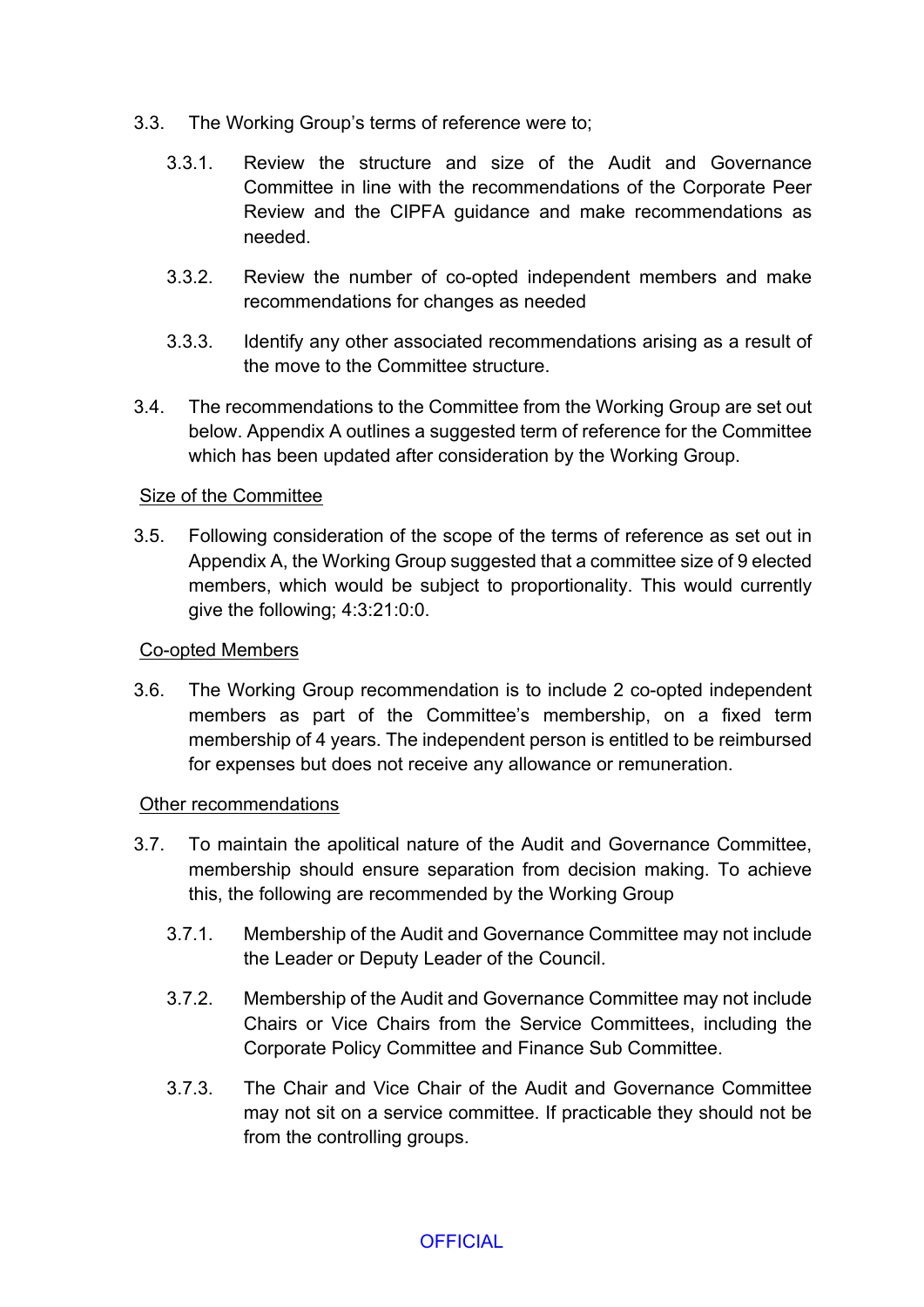3.3. The Working Group's terms of reference were to;

3.3.1. Review the structure and size of the Audit and Governance Committee in line with the recommendations of the Corporate Peer Review and the CIPFA guidance and make recommendations as needed.

3.3.2. Review the number of co-opted independent members and make recommendations for changes as needed

3.3.3. Identify any other associated recommendations arising as a result of the move to the Committee structure.

3.4. The recommendations to the Committee from the Working Group are set out below. Appendix A outlines a suggested term of reference for the Committee which has been updated after consideration by the Working Group.

Size of the Committee

3.5. Following consideration of the scope of the terms of reference as set out in Appendix A, the Working Group suggested that a committee size of 9 elected members, which would be subject to proportionality. This would currently give the following; 4:3:21:0:0.

Co-opted Members

3.6. The Working Group recommendation is to include 2 co-opted independent members as part of the Committee's membership, on a fixed term membership of 4 years. The independent person is entitled to be reimbursed for expenses but does not receive any allowance or remuneration.

Other recommendations

3.7. To maintain the apolitical nature of the Audit and Governance Committee, membership should ensure separation from decision making. To achieve this, the following are recommended by the Working Group

3.7.1. Membership of the Audit and Governance Committee may not include the Leader or Deputy Leader of the Council.

3.7.2. Membership of the Audit and Governance Committee may not include Chairs or Vice Chairs from the Service Committees, including the Corporate Policy Committee and Finance Sub Committee.

3.7.3. The Chair and Vice Chair of the Audit and Governance Committee may not sit on a service committee. If practicable they should not be from the controlling groups.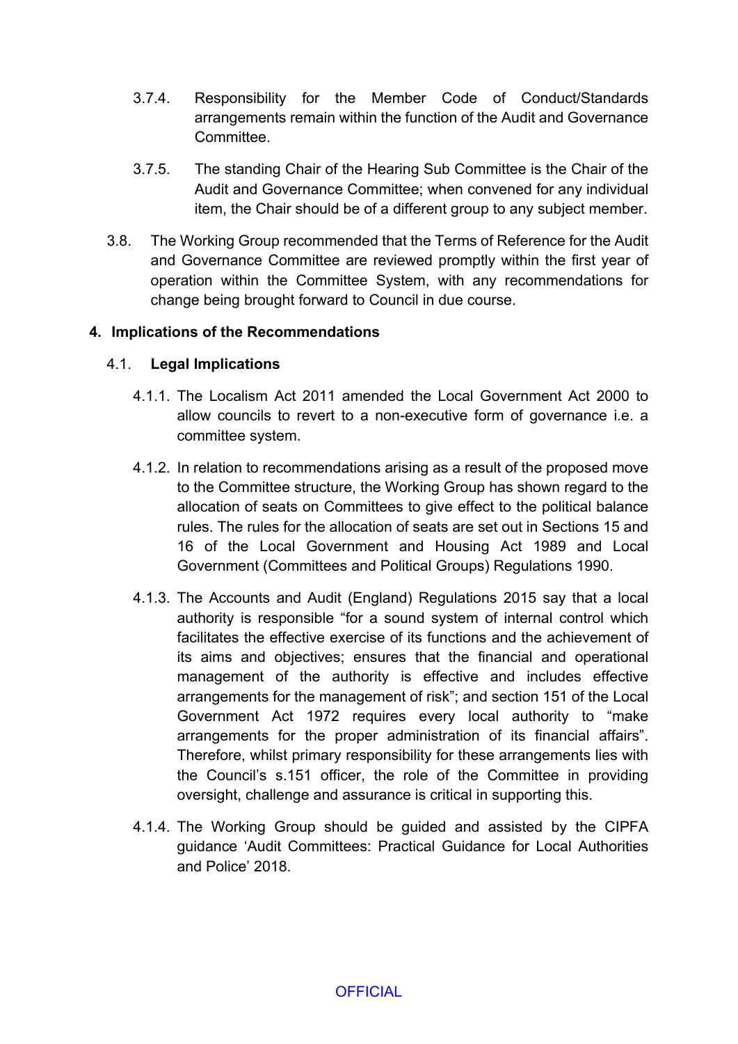3.7.4. Responsibility for the Member Code of Conduct/Standards arrangements remain within the function of the Audit and Governance Committee.

3.7.5. The standing Chair of the Hearing Sub Committee is the Chair of the Audit and Governance Committee; when convened for any individual item, the Chair should be of a different group to any subject member.

3.8. The Working Group recommended that the Terms of Reference for the Audit and Governance Committee are reviewed promptly within the first year of operation within the Committee System, with any recommendations for change being brought forward to Council in due course.

## 4. Implications of the Recommendations

### 4.1. Legal Implications

4.1.1. The Localism Act 2011 amended the Local Government Act 2000 to allow councils to revert to a non-executive form of governance i.e. a committee system.

4.1.2. In relation to recommendations arising as a result of the proposed move to the Committee structure, the Working Group has shown regard to the allocation of seats on Committees to give effect to the political balance rules. The rules for the allocation of seats are set out in Sections 15 and 16 of the Local Government and Housing Act 1989 and Local Government (Committees and Political Groups) Regulations 1990.

4.1.3. The Accounts and Audit (England) Regulations 2015 say that a local authority is responsible "for a sound system of internal control which facilitates the effective exercise of its functions and the achievement of its aims and objectives; ensures that the financial and operational management of the authority is effective and includes effective arrangements for the management of risk"; and section 151 of the Local Government Act 1972 requires every local authority to "make arrangements for the proper administration of its financial affairs". Therefore, whilst primary responsibility for these arrangements lies with the Council's s.151 officer, the role of the Committee in providing oversight, challenge and assurance is critical in supporting this.

4.1.4. The Working Group should be guided and assisted by the CIPFA guidance 'Audit Committees: Practical Guidance for Local Authorities and Police' 2018.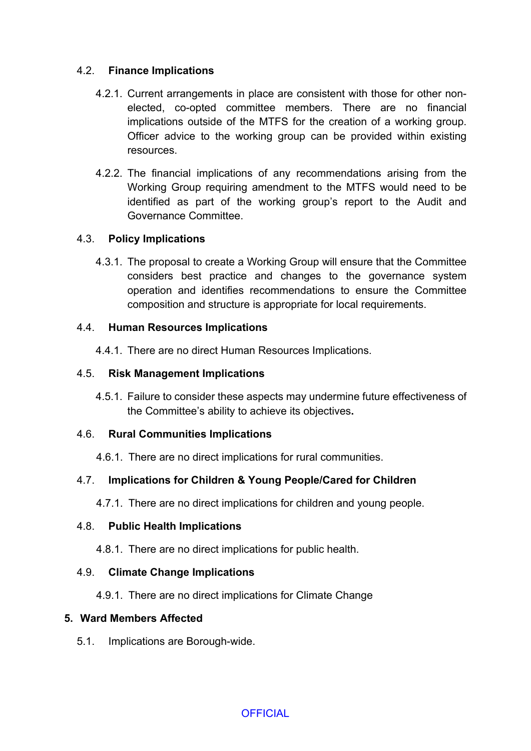### 4.2. Finance Implications

4.2.1. Current arrangements in place are consistent with those for other non-elected, co-opted committee members. There are no financial implications outside of the MTFS for the creation of a working group. Officer advice to the working group can be provided within existing resources.

4.2.2. The financial implications of any recommendations arising from the Working Group requiring amendment to the MTFS would need to be identified as part of the working group's report to the Audit and Governance Committee.

### 4.3. Policy Implications

4.3.1. The proposal to create a Working Group will ensure that the Committee considers best practice and changes to the governance system operation and identifies recommendations to ensure the Committee composition and structure is appropriate for local requirements.

### 4.4. Human Resources Implications

4.4.1. There are no direct Human Resources Implications.

### 4.5. Risk Management Implications

4.5.1. Failure to consider these aspects may undermine future effectiveness of the Committee's ability to achieve its objectives.

### 4.6. Rural Communities Implications

4.6.1. There are no direct implications for rural communities.

### 4.7. Implications for Children & Young People/Cared for Children

4.7.1. There are no direct implications for children and young people.

### 4.8. Public Health Implications

4.8.1. There are no direct implications for public health.

### 4.9. Climate Change Implications

4.9.1. There are no direct implications for Climate Change

## 5. Ward Members Affected

5.1. Implications are Borough-wide.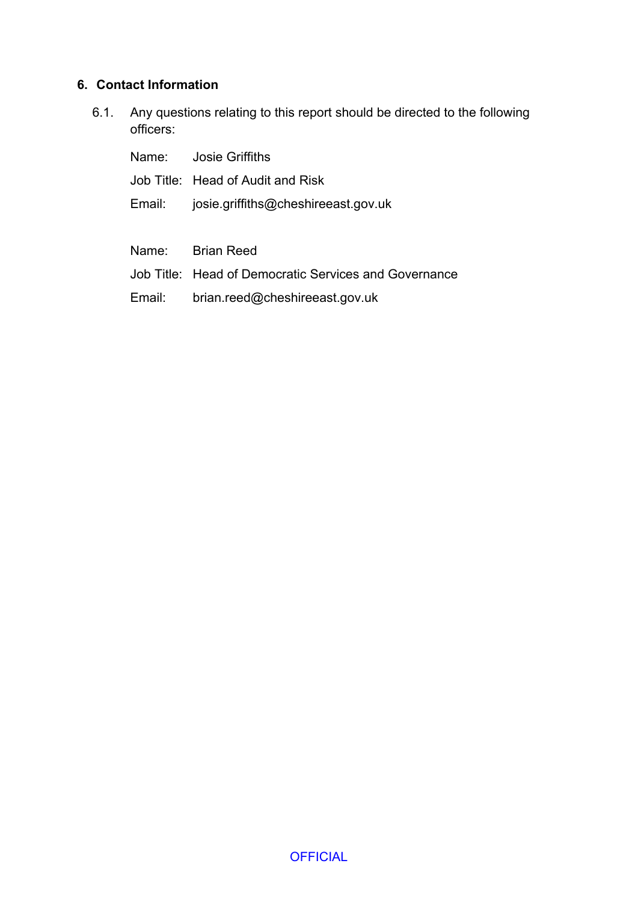## 6. Contact Information

6.1. Any questions relating to this report should be directed to the following officers:

Name: Josie Griffiths

Job Title: Head of Audit and Risk

Email: josie.griffiths@cheshireeast.gov.uk

Name: Brian Reed

Job Title: Head of Democratic Services and Governance

Email: brian.reed@cheshireeast.gov.uk

OFFICIAL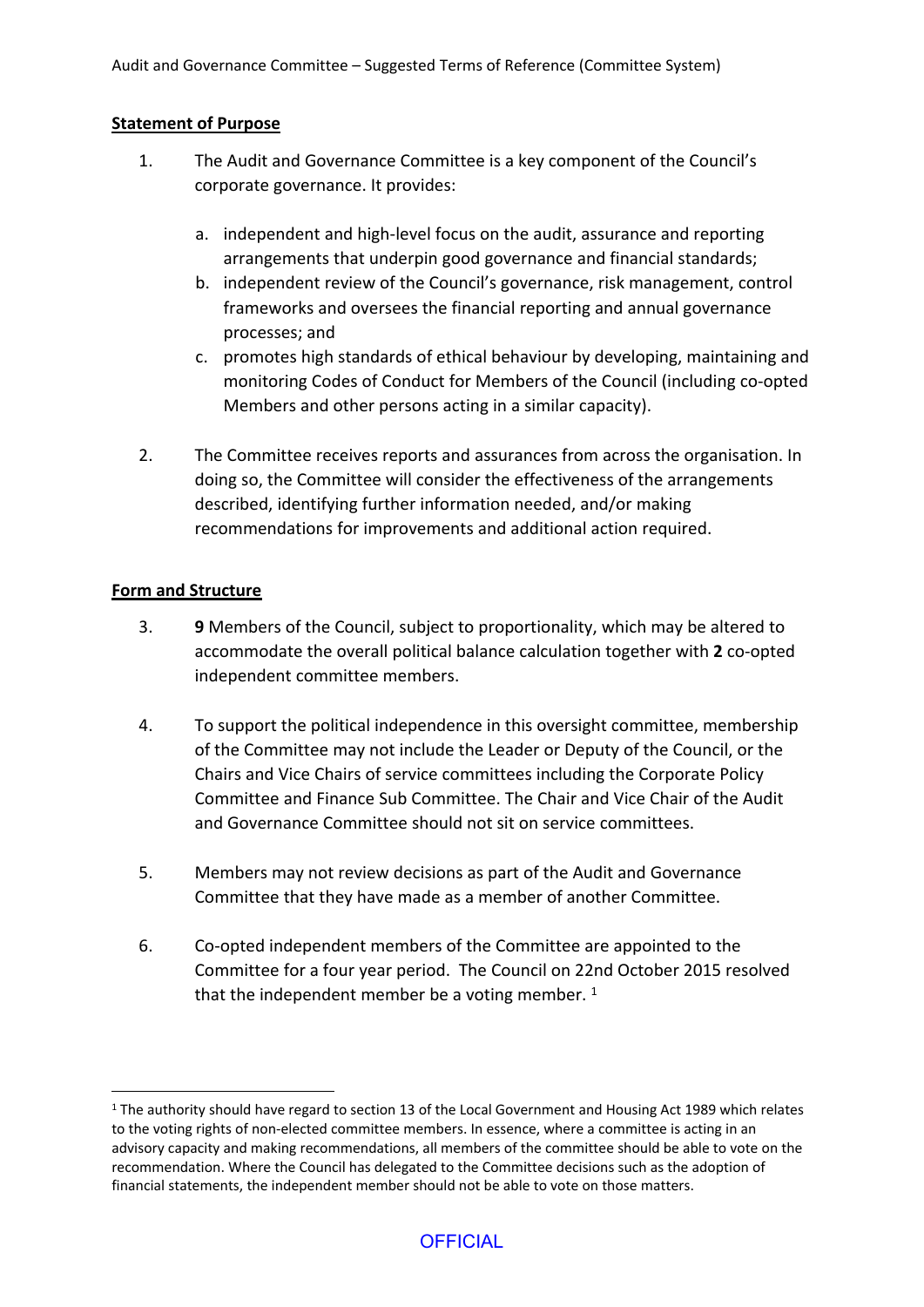**Statement of Purpose**

1. The Audit and Governance Committee is a key component of the Council's corporate governance. It provides:

    a. independent and high-level focus on the audit, assurance and reporting arrangements that underpin good governance and financial standards;
    b. independent review of the Council's governance, risk management, control frameworks and oversees the financial reporting and annual governance processes; and
    c. promotes high standards of ethical behaviour by developing, maintaining and monitoring Codes of Conduct for Members of the Council (including co-opted Members and other persons acting in a similar capacity).

2. The Committee receives reports and assurances from across the organisation. In doing so, the Committee will consider the effectiveness of the arrangements described, identifying further information needed, and/or making recommendations for improvements and additional action required.

**Form and Structure**

3. **9** Members of the Council, subject to proportionality, which may be altered to accommodate the overall political balance calculation together with **2** co-opted independent committee members.

4. To support the political independence in this oversight committee, membership of the Committee may not include the Leader or Deputy of the Council, or the Chairs and Vice Chairs of service committees including the Corporate Policy Committee and Finance Sub Committee. The Chair and Vice Chair of the Audit and Governance Committee should not sit on service committees.

5. Members may not review decisions as part of the Audit and Governance Committee that they have made as a member of another Committee.

6. Co-opted independent members of the Committee are appointed to the Committee for a four year period. The Council on 22nd October 2015 resolved that the independent member be a voting member. [1]

---

[1] The authority should have regard to section 13 of the Local Government and Housing Act 1989 which relates to the voting rights of non-elected committee members. In essence, where a committee is acting in an advisory capacity and making recommendations, all members of the committee should be able to vote on the recommendation. Where the Council has delegated to the Committee decisions such as the adoption of financial statements, the independent member should not be able to vote on those matters.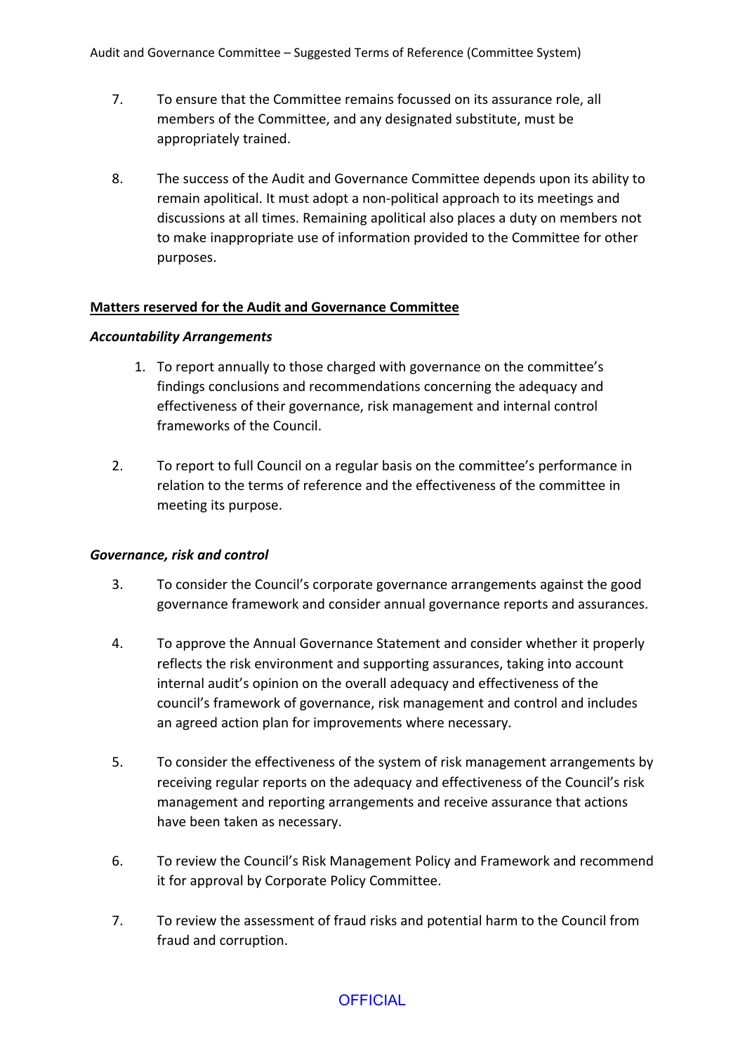7. To ensure that the Committee remains focussed on its assurance role, all members of the Committee, and any designated substitute, must be appropriately trained.

8. The success of the Audit and Governance Committee depends upon its ability to remain apolitical. It must adopt a non-political approach to its meetings and discussions at all times. Remaining apolitical also places a duty on members not to make inappropriate use of information provided to the Committee for other purposes.

**Matters reserved for the Audit and Governance Committee**

***Accountability Arrangements***

1. To report annually to those charged with governance on the committee's findings conclusions and recommendations concerning the adequacy and effectiveness of their governance, risk management and internal control frameworks of the Council.

2. To report to full Council on a regular basis on the committee's performance in relation to the terms of reference and the effectiveness of the committee in meeting its purpose.

***Governance, risk and control***

3. To consider the Council's corporate governance arrangements against the good governance framework and consider annual governance reports and assurances.

4. To approve the Annual Governance Statement and consider whether it properly reflects the risk environment and supporting assurances, taking into account internal audit's opinion on the overall adequacy and effectiveness of the council's framework of governance, risk management and control and includes an agreed action plan for improvements where necessary.

5. To consider the effectiveness of the system of risk management arrangements by receiving regular reports on the adequacy and effectiveness of the Council's risk management and reporting arrangements and receive assurance that actions have been taken as necessary.

6. To review the Council's Risk Management Policy and Framework and recommend it for approval by Corporate Policy Committee.

7. To review the assessment of fraud risks and potential harm to the Council from fraud and corruption.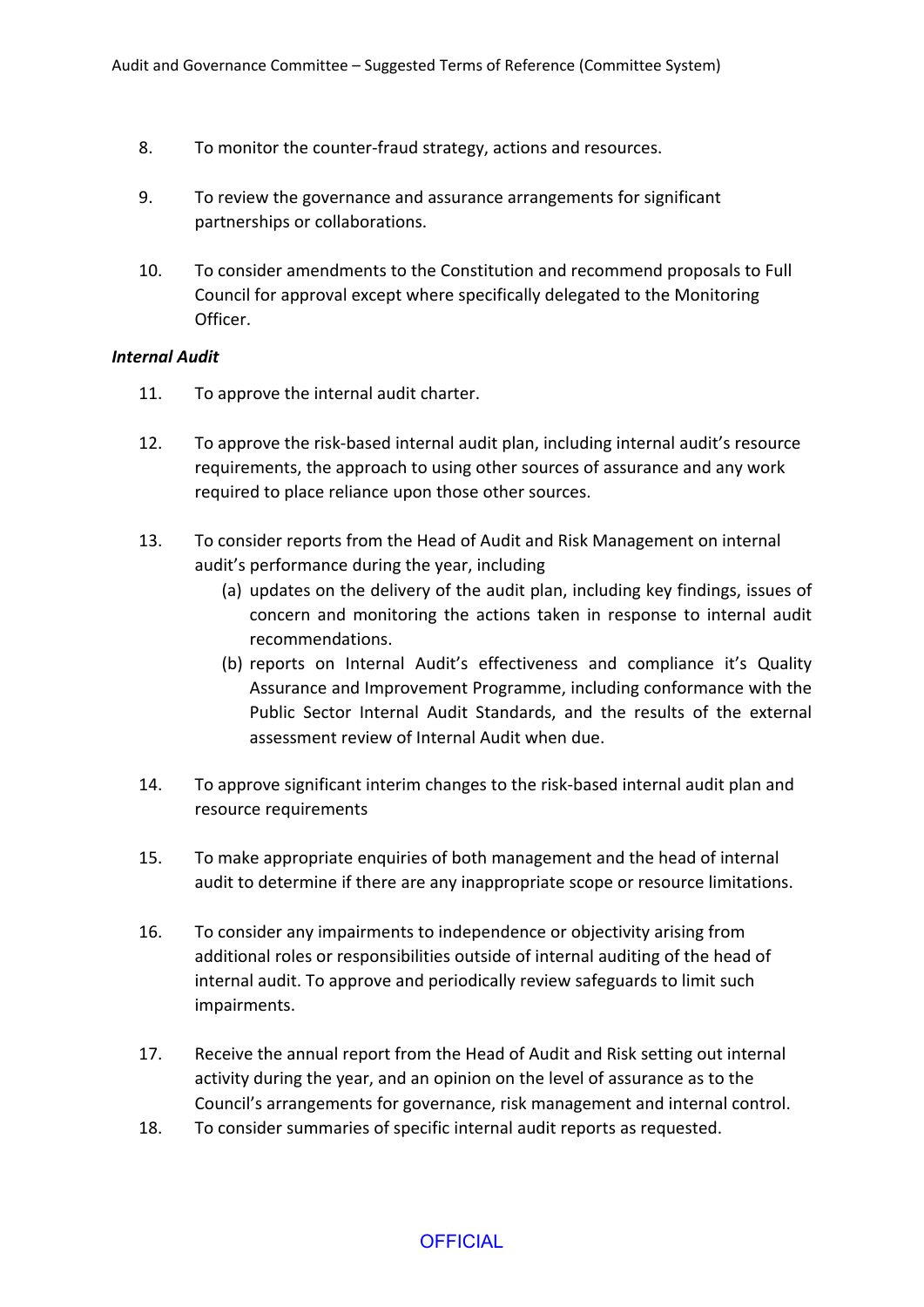8. To monitor the counter-fraud strategy, actions and resources.

9. To review the governance and assurance arrangements for significant partnerships or collaborations.

10. To consider amendments to the Constitution and recommend proposals to Full Council for approval except where specifically delegated to the Monitoring Officer.

***Internal Audit***

11. To approve the internal audit charter.

12. To approve the risk-based internal audit plan, including internal audit's resource requirements, the approach to using other sources of assurance and any work required to place reliance upon those other sources.

13. To consider reports from the Head of Audit and Risk Management on internal audit's performance during the year, including
    (a) updates on the delivery of the audit plan, including key findings, issues of concern and monitoring the actions taken in response to internal audit recommendations.
    (b) reports on Internal Audit's effectiveness and compliance it's Quality Assurance and Improvement Programme, including conformance with the Public Sector Internal Audit Standards, and the results of the external assessment review of Internal Audit when due.

14. To approve significant interim changes to the risk-based internal audit plan and resource requirements

15. To make appropriate enquiries of both management and the head of internal audit to determine if there are any inappropriate scope or resource limitations.

16. To consider any impairments to independence or objectivity arising from additional roles or responsibilities outside of internal auditing of the head of internal audit. To approve and periodically review safeguards to limit such impairments.

17. Receive the annual report from the Head of Audit and Risk setting out internal activity during the year, and an opinion on the level of assurance as to the Council's arrangements for governance, risk management and internal control.

18. To consider summaries of specific internal audit reports as requested.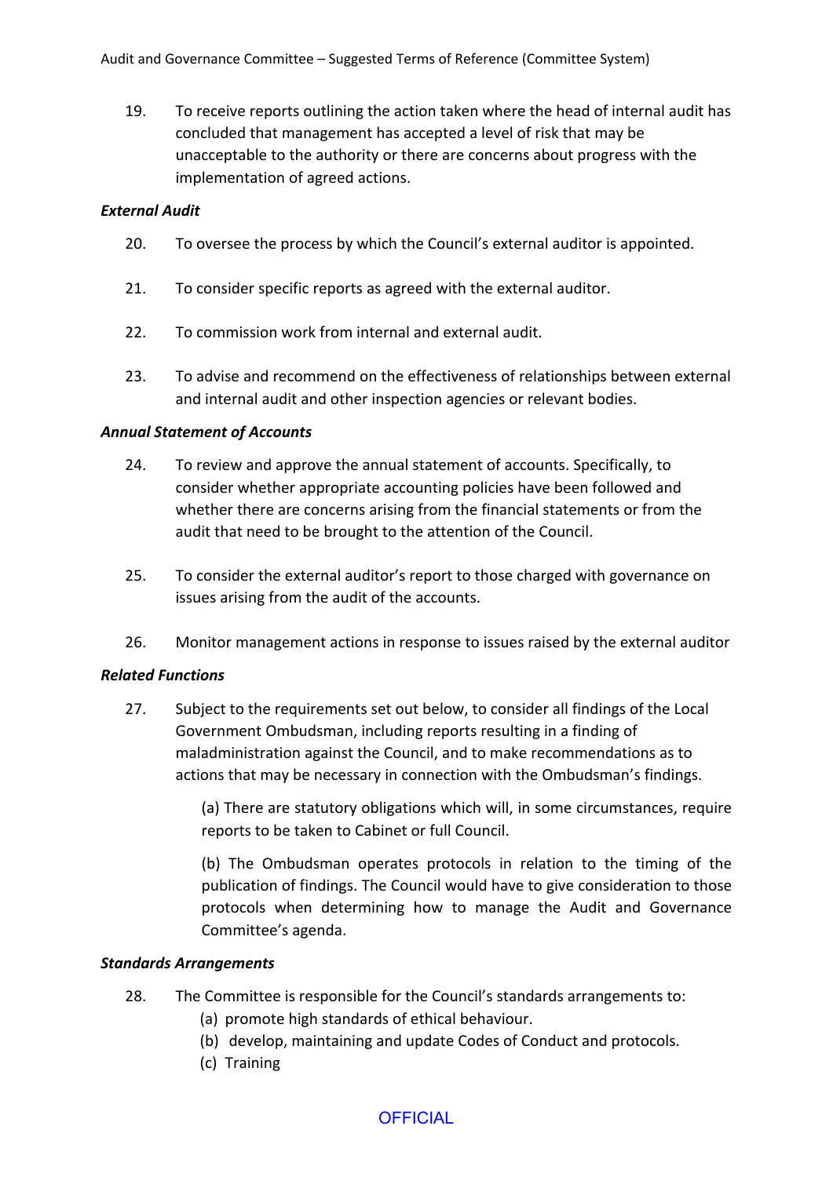19. To receive reports outlining the action taken where the head of internal audit has concluded that management has accepted a level of risk that may be unacceptable to the authority or there are concerns about progress with the implementation of agreed actions.

***External Audit***

20. To oversee the process by which the Council's external auditor is appointed.

21. To consider specific reports as agreed with the external auditor.

22. To commission work from internal and external audit.

23. To advise and recommend on the effectiveness of relationships between external and internal audit and other inspection agencies or relevant bodies.

***Annual Statement of Accounts***

24. To review and approve the annual statement of accounts. Specifically, to consider whether appropriate accounting policies have been followed and whether there are concerns arising from the financial statements or from the audit that need to be brought to the attention of the Council.

25. To consider the external auditor's report to those charged with governance on issues arising from the audit of the accounts.

26. Monitor management actions in response to issues raised by the external auditor

***Related Functions***

27. Subject to the requirements set out below, to consider all findings of the Local Government Ombudsman, including reports resulting in a finding of maladministration against the Council, and to make recommendations as to actions that may be necessary in connection with the Ombudsman's findings.

    (a) There are statutory obligations which will, in some circumstances, require reports to be taken to Cabinet or full Council.

    (b) The Ombudsman operates protocols in relation to the timing of the publication of findings. The Council would have to give consideration to those protocols when determining how to manage the Audit and Governance Committee's agenda.

***Standards Arrangements***

28. The Committee is responsible for the Council's standards arrangements to:
    (a) promote high standards of ethical behaviour.
    (b) develop, maintaining and update Codes of Conduct and protocols.
    (c) Training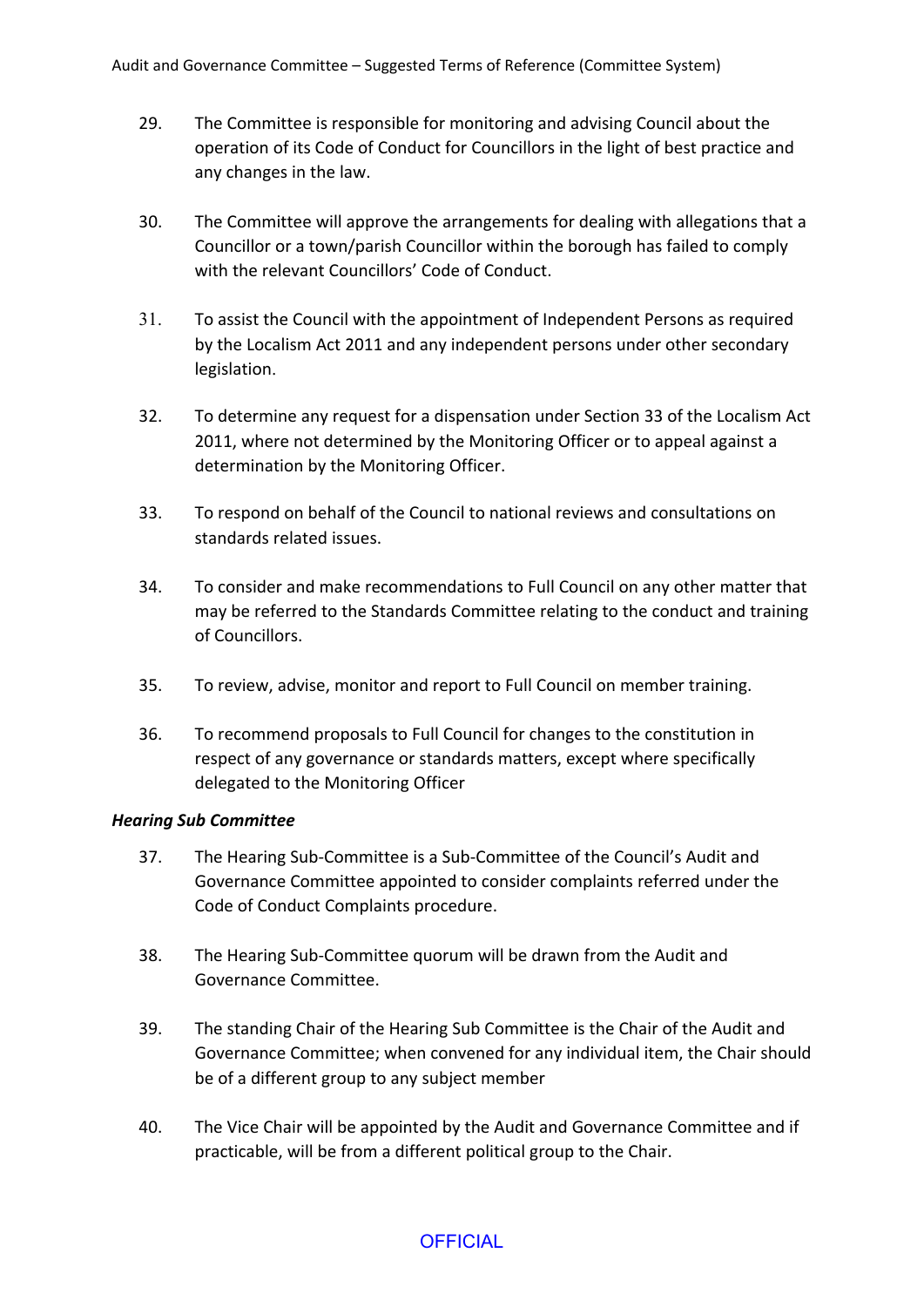29. The Committee is responsible for monitoring and advising Council about the operation of its Code of Conduct for Councillors in the light of best practice and any changes in the law.

30. The Committee will approve the arrangements for dealing with allegations that a Councillor or a town/parish Councillor within the borough has failed to comply with the relevant Councillors' Code of Conduct.

31. To assist the Council with the appointment of Independent Persons as required by the Localism Act 2011 and any independent persons under other secondary legislation.

32. To determine any request for a dispensation under Section 33 of the Localism Act 2011, where not determined by the Monitoring Officer or to appeal against a determination by the Monitoring Officer.

33. To respond on behalf of the Council to national reviews and consultations on standards related issues.

34. To consider and make recommendations to Full Council on any other matter that may be referred to the Standards Committee relating to the conduct and training of Councillors.

35. To review, advise, monitor and report to Full Council on member training.

36. To recommend proposals to Full Council for changes to the constitution in respect of any governance or standards matters, except where specifically delegated to the Monitoring Officer

***Hearing Sub Committee***

37. The Hearing Sub-Committee is a Sub-Committee of the Council's Audit and Governance Committee appointed to consider complaints referred under the Code of Conduct Complaints procedure.

38. The Hearing Sub-Committee quorum will be drawn from the Audit and Governance Committee.

39. The standing Chair of the Hearing Sub Committee is the Chair of the Audit and Governance Committee; when convened for any individual item, the Chair should be of a different group to any subject member

40. The Vice Chair will be appointed by the Audit and Governance Committee and if practicable, will be from a different political group to the Chair.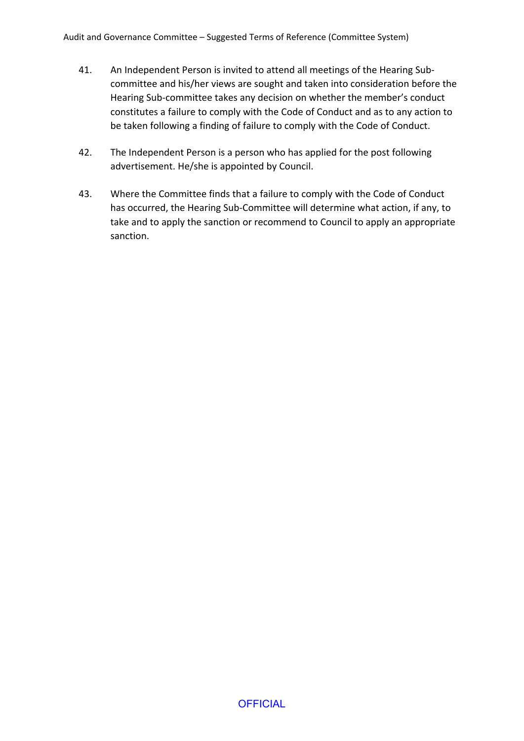41. An Independent Person is invited to attend all meetings of the Hearing Sub-committee and his/her views are sought and taken into consideration before the Hearing Sub-committee takes any decision on whether the member's conduct constitutes a failure to comply with the Code of Conduct and as to any action to be taken following a finding of failure to comply with the Code of Conduct.

42. The Independent Person is a person who has applied for the post following advertisement. He/she is appointed by Council.

43. Where the Committee finds that a failure to comply with the Code of Conduct has occurred, the Hearing Sub-Committee will determine what action, if any, to take and to apply the sanction or recommend to Council to apply an appropriate sanction.